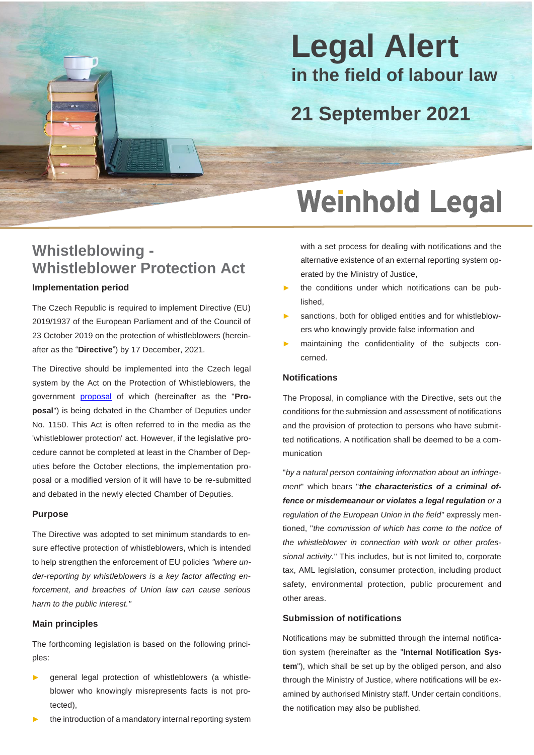# Legal Alert
## in the field of labour law

## 21 September 2021

Weinhold Legal

## Whistleblowing - Whistleblower Protection Act

### Implementation period

The Czech Republic is required to implement Directive (EU) 2019/1937 of the European Parliament and of the Council of 23 October 2019 on the protection of whistleblowers (hereinafter as the "**Directive**") by 17 December, 2021.

The Directive should be implemented into the Czech legal system by the Act on the Protection of Whistleblowers, the government [proposal](proposal) of which (hereinafter as the "**Proposal**") is being debated in the Chamber of Deputies under No. 1150. This Act is often referred to in the media as the 'whistleblower protection' act. However, if the legislative procedure cannot be completed at least in the Chamber of Deputies before the October elections, the implementation proposal or a modified version of it will have to be re-submitted and debated in the newly elected Chamber of Deputies.

### Purpose

The Directive was adopted to set minimum standards to ensure effective protection of whistleblowers, which is intended to help strengthen the enforcement of EU policies *"where under-reporting by whistleblowers is a key factor affecting enforcement, and breaches of Union law can cause serious harm to the public interest."*

### Main principles

The forthcoming legislation is based on the following principles:

- general legal protection of whistleblowers (a whistleblower who knowingly misrepresents facts is not protected),
- the introduction of a mandatory internal reporting system with a set process for dealing with notifications and the alternative existence of an external reporting system operated by the Ministry of Justice,
- the conditions under which notifications can be published,
- sanctions, both for obliged entities and for whistleblowers who knowingly provide false information and
- maintaining the confidentiality of the subjects concerned.

### Notifications

The Proposal, in compliance with the Directive, sets out the conditions for the submission and assessment of notifications and the provision of protection to persons who have submitted notifications. A notification shall be deemed to be a communication

"*by a natural person containing information about an infringement*" which bears "***the characteristics of a criminal offence or misdemeanour or violates a legal regulation*** *or a regulation of the European Union in the field*" expressly mentioned, "*the commission of which has come to the notice of the whistleblower in connection with work or other professional activity.*" This includes, but is not limited to, corporate tax, AML legislation, consumer protection, including product safety, environmental protection, public procurement and other areas.

### Submission of notifications

Notifications may be submitted through the internal notification system (hereinafter as the "**Internal Notification System**"), which shall be set up by the obliged person, and also through the Ministry of Justice, where notifications will be examined by authorised Ministry staff. Under certain conditions, the notification may also be published.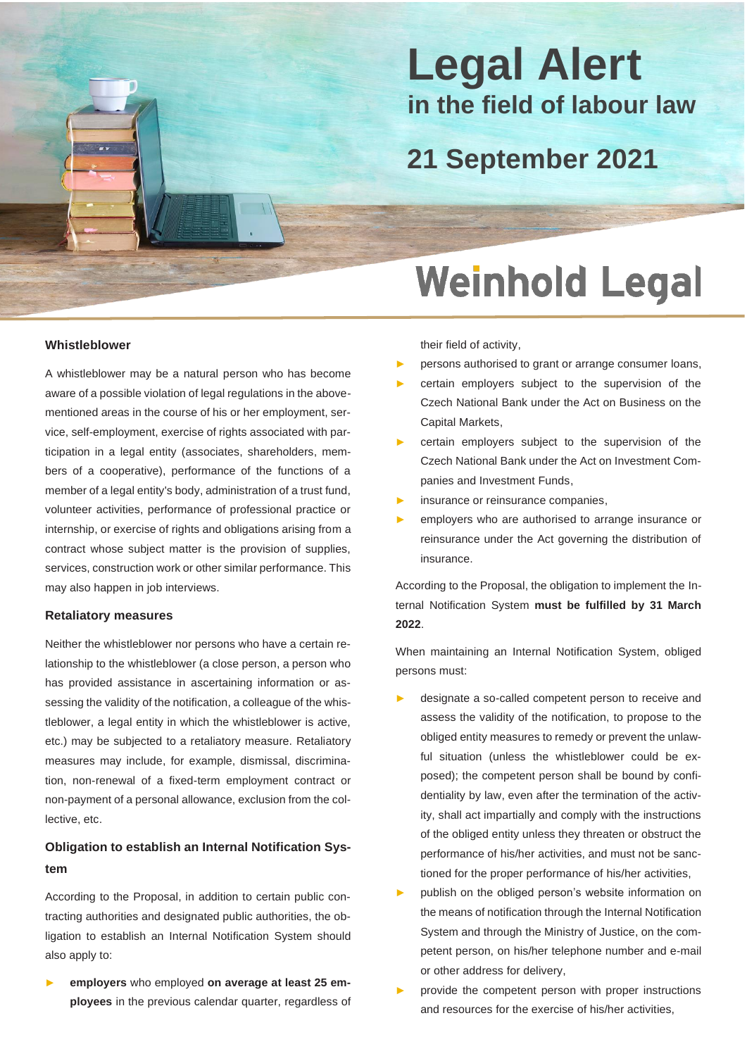# Legal Alert
## in the field of labour law

## 21 September 2021

Weinhold Legal

### Whistleblower

A whistleblower may be a natural person who has become aware of a possible violation of legal regulations in the above-mentioned areas in the course of his or her employment, service, self-employment, exercise of rights associated with participation in a legal entity (associates, shareholders, members of a cooperative), performance of the functions of a member of a legal entity's body, administration of a trust fund, volunteer activities, performance of professional practice or internship, or exercise of rights and obligations arising from a contract whose subject matter is the provision of supplies, services, construction work or other similar performance. This may also happen in job interviews.

### Retaliatory measures

Neither the whistleblower nor persons who have a certain relationship to the whistleblower (a close person, a person who has provided assistance in ascertaining information or assessing the validity of the notification, a colleague of the whistleblower, a legal entity in which the whistleblower is active, etc.) may be subjected to a retaliatory measure. Retaliatory measures may include, for example, dismissal, discrimination, non-renewal of a fixed-term employment contract or non-payment of a personal allowance, exclusion from the collective, etc.

### Obligation to establish an Internal Notification System

According to the Proposal, in addition to certain public contracting authorities and designated public authorities, the obligation to establish an Internal Notification System should also apply to:

- **employers** who employed **on average at least 25 employees** in the previous calendar quarter, regardless of their field of activity,
- persons authorised to grant or arrange consumer loans,
- certain employers subject to the supervision of the Czech National Bank under the Act on Business on the Capital Markets,
- certain employers subject to the supervision of the Czech National Bank under the Act on Investment Companies and Investment Funds,
- insurance or reinsurance companies,
- employers who are authorised to arrange insurance or reinsurance under the Act governing the distribution of insurance.

According to the Proposal, the obligation to implement the Internal Notification System **must be fulfilled by 31 March 2022**.

When maintaining an Internal Notification System, obliged persons must:

- designate a so-called competent person to receive and assess the validity of the notification, to propose to the obliged entity measures to remedy or prevent the unlawful situation (unless the whistleblower could be exposed); the competent person shall be bound by confidentiality by law, even after the termination of the activity, shall act impartially and comply with the instructions of the obliged entity unless they threaten or obstruct the performance of his/her activities, and must not be sanctioned for the proper performance of his/her activities,
- publish on the obliged person's website information on the means of notification through the Internal Notification System and through the Ministry of Justice, on the competent person, on his/her telephone number and e-mail or other address for delivery,
- provide the competent person with proper instructions and resources for the exercise of his/her activities,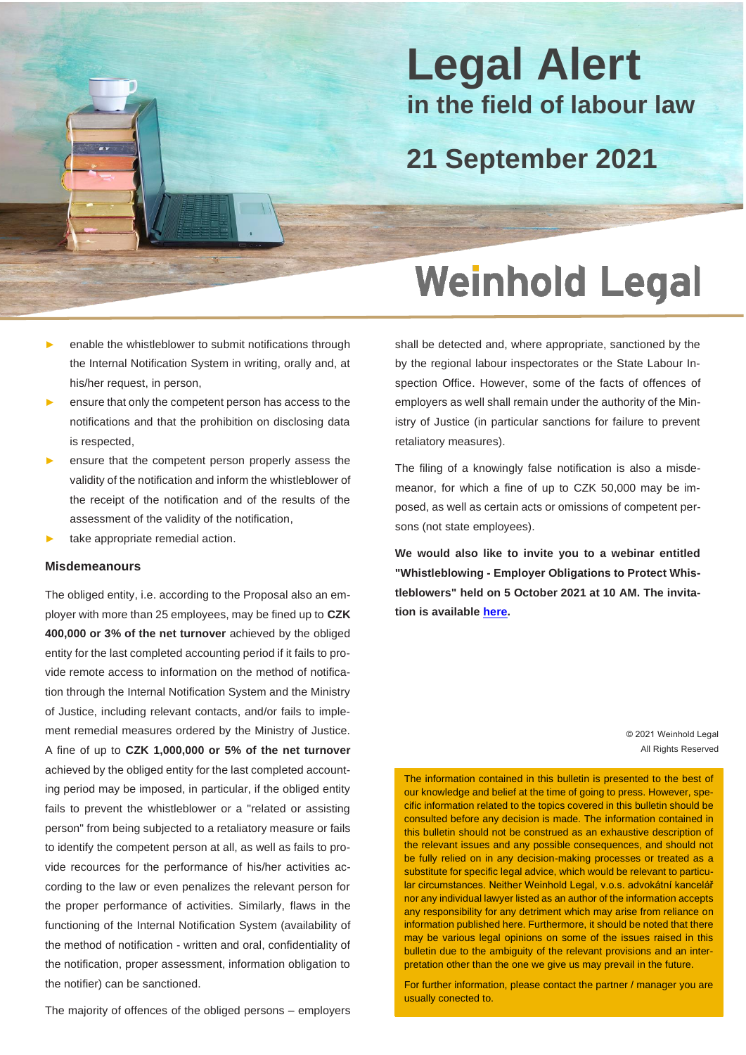- enable the whistleblower to submit notifications through the Internal Notification System in writing, orally and, at his/her request, in person,
- ensure that only the competent person has access to the notifications and that the prohibition on disclosing data is respected,
- ensure that the competent person properly assess the validity of the notification and inform the whistleblower of the receipt of the notification and of the results of the assessment of the validity of the notification,
- take appropriate remedial action.

### Misdemeanours

The obliged entity, i.e. according to the Proposal also an employer with more than 25 employees, may be fined up to **CZK 400,000 or 3% of the net turnover** achieved by the obliged entity for the last completed accounting period if it fails to provide remote access to information on the method of notification through the Internal Notification System and the Ministry of Justice, including relevant contacts, and/or fails to implement remedial measures ordered by the Ministry of Justice. A fine of up to **CZK 1,000,000 or 5% of the net turnover** achieved by the obliged entity for the last completed accounting period may be imposed, in particular, if the obliged entity fails to prevent the whistleblower or a "related or assisting person" from being subjected to a retaliatory measure or fails to identify the competent person at all, as well as fails to provide recources for the performance of his/her activities according to the law or even penalizes the relevant person for the proper performance of activities. Similarly, flaws in the functioning of the Internal Notification System (availability of the method of notification - written and oral, confidentiality of the notification, proper assessment, information obligation to the notifier) can be sanctioned.

The majority of offences of the obliged persons – employers shall be detected and, where appropriate, sanctioned by the by the regional labour inspectorates or the State Labour Inspection Office. However, some of the facts of offences of employers as well shall remain under the authority of the Ministry of Justice (in particular sanctions for failure to prevent retaliatory measures).

The filing of a knowingly false notification is also a misdemeanor, for which a fine of up to CZK 50,000 may be imposed, as well as certain acts or omissions of competent persons (not state employees).

**We would also like to invite you to a webinar entitled "Whistleblowing - Employer Obligations to Protect Whistleblowers" held on 5 October 2021 at 10 AM. The invitation is available here.**

© 2021 Weinhold Legal
All Rights Reserved

The information contained in this bulletin is presented to the best of our knowledge and belief at the time of going to press. However, specific information related to the topics covered in this bulletin should be consulted before any decision is made. The information contained in this bulletin should not be construed as an exhaustive description of the relevant issues and any possible consequences, and should not be fully relied on in any decision-making processes or treated as a substitute for specific legal advice, which would be relevant to particular circumstances. Neither Weinhold Legal, v.o.s. advokátní kancelář nor any individual lawyer listed as an author of the information accepts any responsibility for any detriment which may arise from reliance on information published here. Furthermore, it should be noted that there may be various legal opinions on some of the issues raised in this bulletin due to the ambiguity of the relevant provisions and an interpretation other than the one we give us may prevail in the future.

For further information, please contact the partner / manager you are usually conected to.